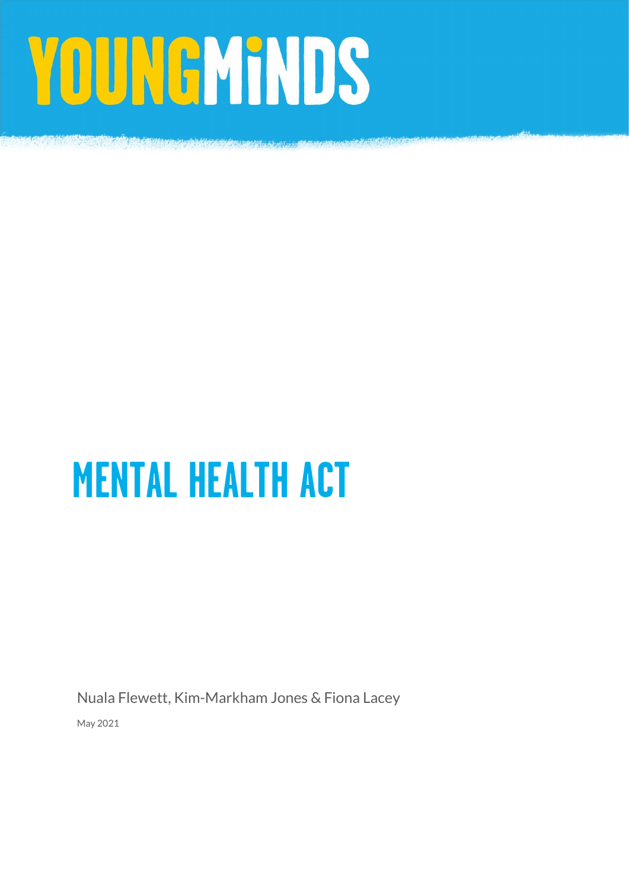YOUNGMINDS

# MENTAL HEALTH ACT

Nuala Flewett, Kim-Markham Jones & Fiona Lacey

May 2021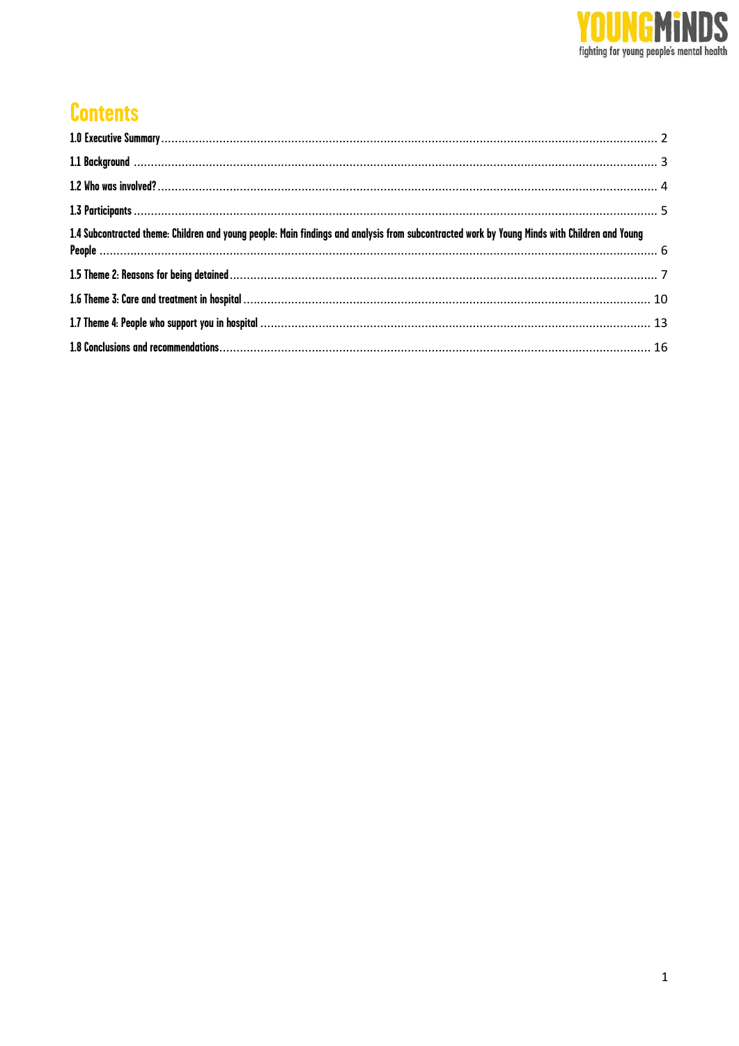# Contents

1.0 Executive Summary ........................................................................ 2

1.1 Background ........................................................................ 3

1.2 Who was involved? ........................................................................ 4

1.3 Participants ........................................................................ 5

1.4 Subcontracted theme: Children and young people: Main findings and analysis from subcontracted work by Young Minds with Children and Young People ........................................................................ 6

1.5 Theme 2: Reasons for being detained ........................................................................ 7

1.6 Theme 3: Care and treatment in hospital ........................................................................ 10

1.7 Theme 4: People who support you in hospital ........................................................................ 13

1.8 Conclusions and recommendations ........................................................................ 16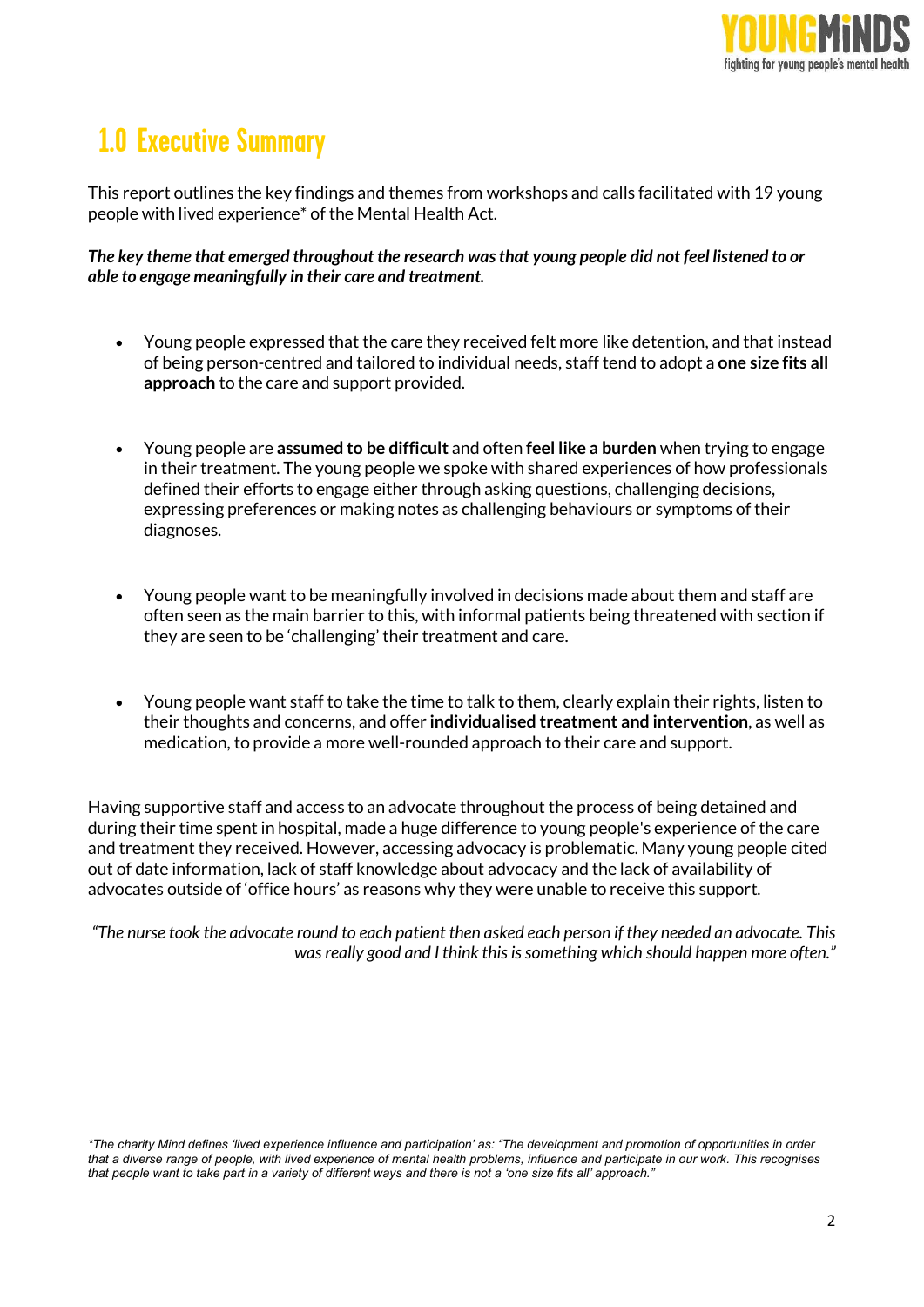# 1.0 Executive Summary

This report outlines the key findings and themes from workshops and calls facilitated with 19 young people with lived experience* of the Mental Health Act.

***The key theme that emerged throughout the research was that young people did not feel listened to or able to engage meaningfully in their care and treatment.***

- Young people expressed that the care they received felt more like detention, and that instead of being person-centred and tailored to individual needs, staff tend to adopt a **one size fits all approach** to the care and support provided.

- Young people are **assumed to be difficult** and often **feel like a burden** when trying to engage in their treatment. The young people we spoke with shared experiences of how professionals defined their efforts to engage either through asking questions, challenging decisions, expressing preferences or making notes as challenging behaviours or symptoms of their diagnoses.

- Young people want to be meaningfully involved in decisions made about them and staff are often seen as the main barrier to this, with informal patients being threatened with section if they are seen to be 'challenging' their treatment and care.

- Young people want staff to take the time to talk to them, clearly explain their rights, listen to their thoughts and concerns, and offer **individualised treatment and intervention**, as well as medication, to provide a more well-rounded approach to their care and support.

Having supportive staff and access to an advocate throughout the process of being detained and during their time spent in hospital, made a huge difference to young people's experience of the care and treatment they received. However, accessing advocacy is problematic. Many young people cited out of date information, lack of staff knowledge about advocacy and the lack of availability of advocates outside of 'office hours' as reasons why they were unable to receive this support.

*"The nurse took the advocate round to each patient then asked each person if they needed an advocate. This was really good and I think this is something which should happen more often."*

*\*The charity Mind defines 'lived experience influence and participation' as: "The development and promotion of opportunities in order that a diverse range of people, with lived experience of mental health problems, influence and participate in our work. This recognises that people want to take part in a variety of different ways and there is not a 'one size fits all' approach."*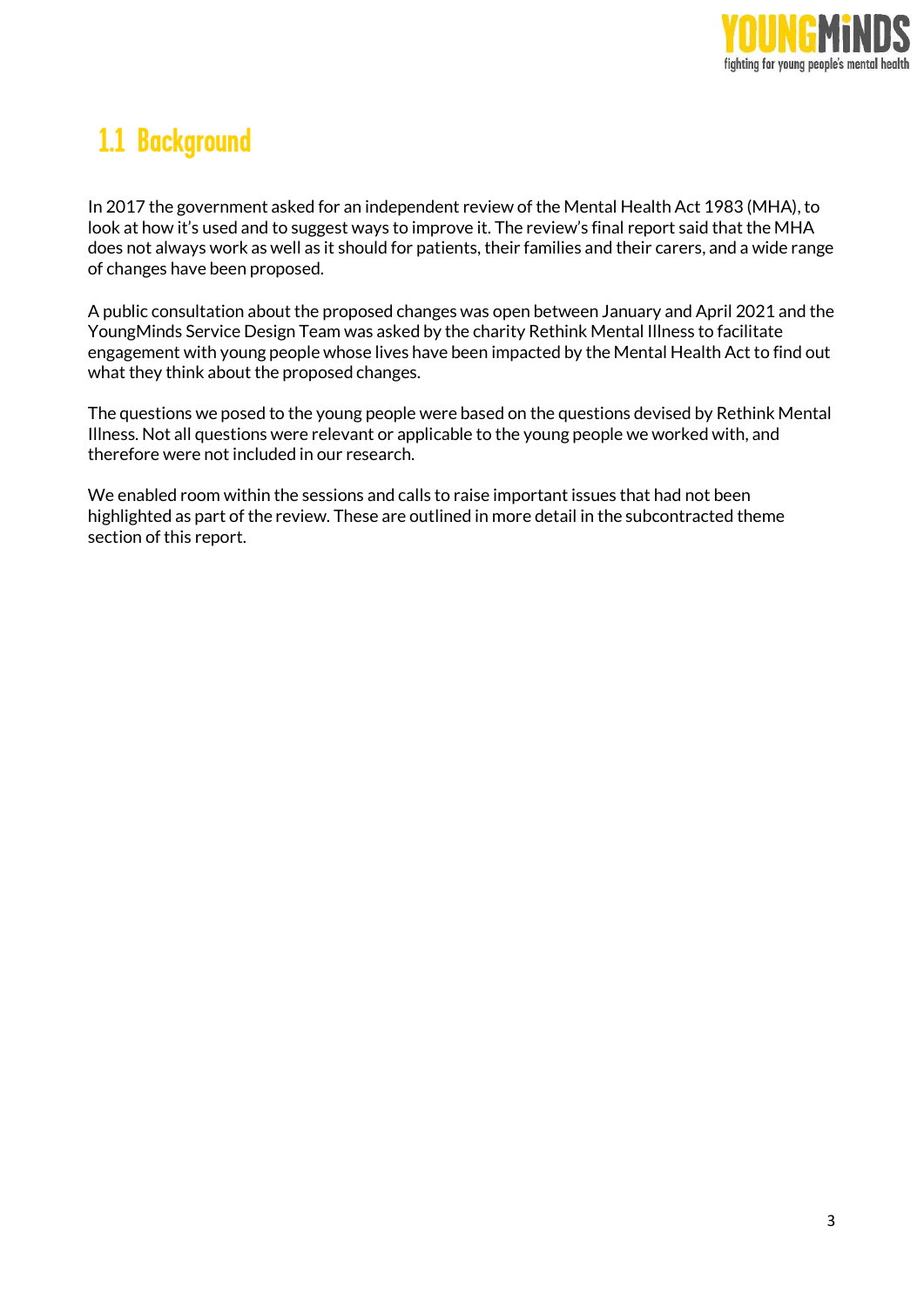## 1.1 Background

In 2017 the government asked for an independent review of the Mental Health Act 1983 (MHA), to look at how it's used and to suggest ways to improve it. The review's final report said that the MHA does not always work as well as it should for patients, their families and their carers, and a wide range of changes have been proposed.

A public consultation about the proposed changes was open between January and April 2021 and the YoungMinds Service Design Team was asked by the charity Rethink Mental Illness to facilitate engagement with young people whose lives have been impacted by the Mental Health Act to find out what they think about the proposed changes.

The questions we posed to the young people were based on the questions devised by Rethink Mental Illness. Not all questions were relevant or applicable to the young people we worked with, and therefore were not included in our research.

We enabled room within the sessions and calls to raise important issues that had not been highlighted as part of the review. These are outlined in more detail in the subcontracted theme section of this report.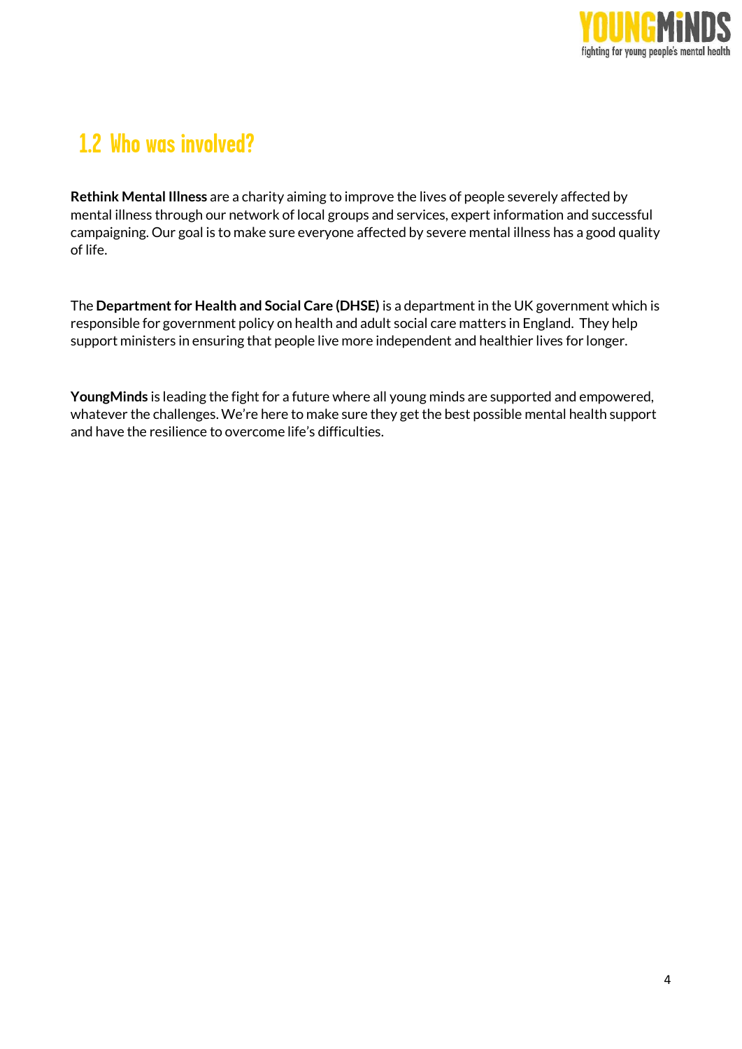## 1.2 Who was involved?

**Rethink Mental Illness** are a charity aiming to improve the lives of people severely affected by mental illness through our network of local groups and services, expert information and successful campaigning. Our goal is to make sure everyone affected by severe mental illness has a good quality of life.

The **Department for Health and Social Care (DHSE)** is a department in the UK government which is responsible for government policy on health and adult social care matters in England. They help support ministers in ensuring that people live more independent and healthier lives for longer.

**YoungMinds** is leading the fight for a future where all young minds are supported and empowered, whatever the challenges. We're here to make sure they get the best possible mental health support and have the resilience to overcome life's difficulties.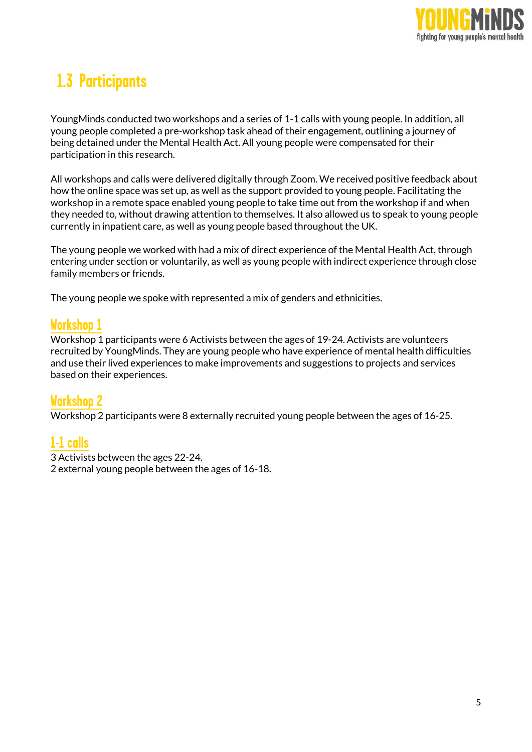## 1.3 Participants

YoungMinds conducted two workshops and a series of 1-1 calls with young people. In addition, all young people completed a pre-workshop task ahead of their engagement, outlining a journey of being detained under the Mental Health Act. All young people were compensated for their participation in this research.

All workshops and calls were delivered digitally through Zoom. We received positive feedback about how the online space was set up, as well as the support provided to young people. Facilitating the workshop in a remote space enabled young people to take time out from the workshop if and when they needed to, without drawing attention to themselves. It also allowed us to speak to young people currently in inpatient care, as well as young people based throughout the UK.

The young people we worked with had a mix of direct experience of the Mental Health Act, through entering under section or voluntarily, as well as young people with indirect experience through close family members or friends.

The young people we spoke with represented a mix of genders and ethnicities.

### Workshop 1

Workshop 1 participants were 6 Activists between the ages of 19-24. Activists are volunteers recruited by YoungMinds. They are young people who have experience of mental health difficulties and use their lived experiences to make improvements and suggestions to projects and services based on their experiences.

### Workshop 2

Workshop 2 participants were 8 externally recruited young people between the ages of 16-25.

### 1-1 calls

3 Activists between the ages 22-24.
2 external young people between the ages of 16-18.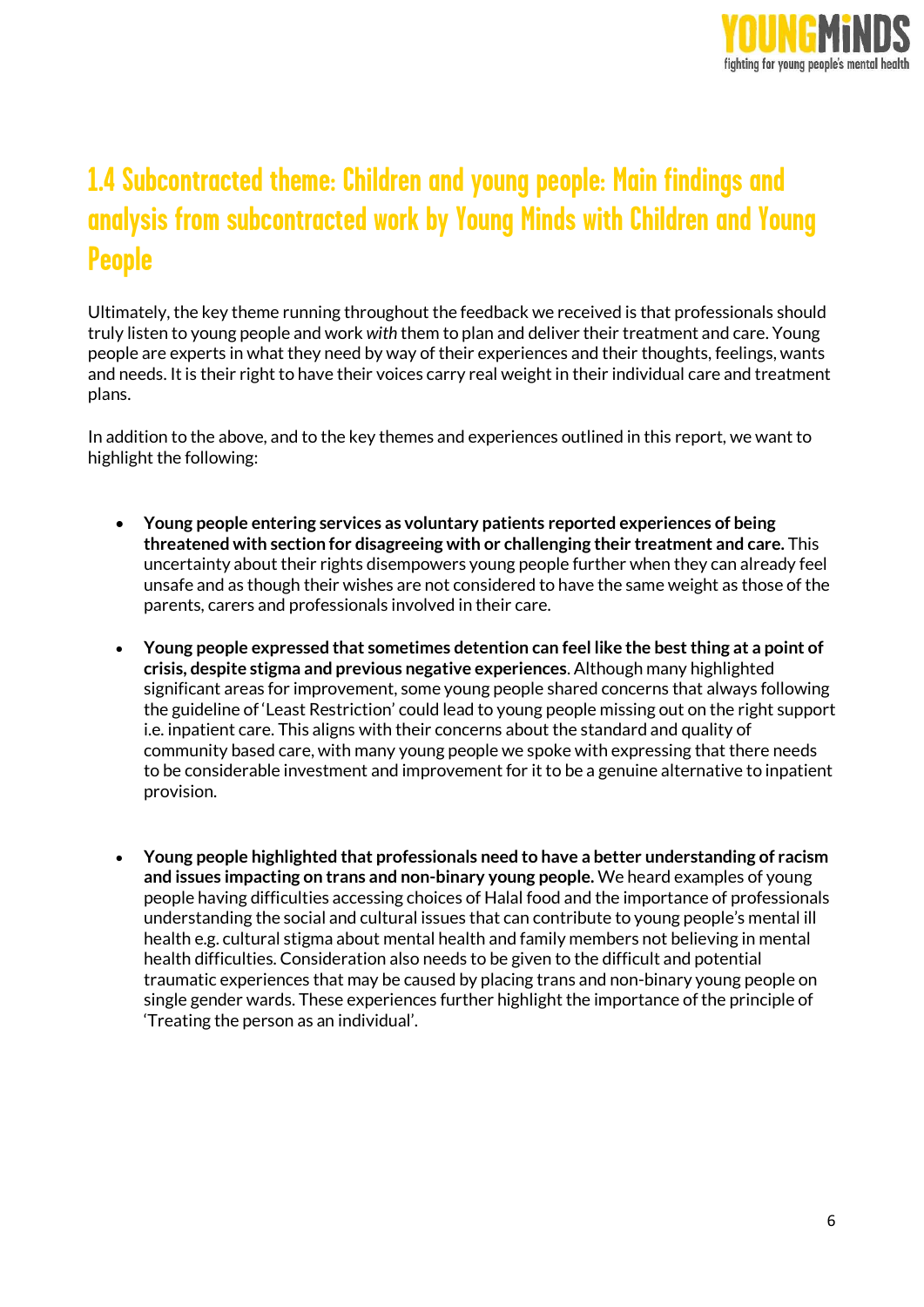## 1.4 Subcontracted theme: Children and young people: Main findings and analysis from subcontracted work by Young Minds with Children and Young People

Ultimately, the key theme running throughout the feedback we received is that professionals should truly listen to young people and work *with* them to plan and deliver their treatment and care. Young people are experts in what they need by way of their experiences and their thoughts, feelings, wants and needs. It is their right to have their voices carry real weight in their individual care and treatment plans.

In addition to the above, and to the key themes and experiences outlined in this report, we want to highlight the following:

- **Young people entering services as voluntary patients reported experiences of being threatened with section for disagreeing with or challenging their treatment and care.** This uncertainty about their rights disempowers young people further when they can already feel unsafe and as though their wishes are not considered to have the same weight as those of the parents, carers and professionals involved in their care.

- **Young people expressed that sometimes detention can feel like the best thing at a point of crisis, despite stigma and previous negative experiences**. Although many highlighted significant areas for improvement, some young people shared concerns that always following the guideline of 'Least Restriction' could lead to young people missing out on the right support i.e. inpatient care. This aligns with their concerns about the standard and quality of community based care, with many young people we spoke with expressing that there needs to be considerable investment and improvement for it to be a genuine alternative to inpatient provision.

- **Young people highlighted that professionals need to have a better understanding of racism and issues impacting on trans and non-binary young people.** We heard examples of young people having difficulties accessing choices of Halal food and the importance of professionals understanding the social and cultural issues that can contribute to young people's mental ill health e.g. cultural stigma about mental health and family members not believing in mental health difficulties. Consideration also needs to be given to the difficult and potential traumatic experiences that may be caused by placing trans and non-binary young people on single gender wards. These experiences further highlight the importance of the principle of 'Treating the person as an individual'.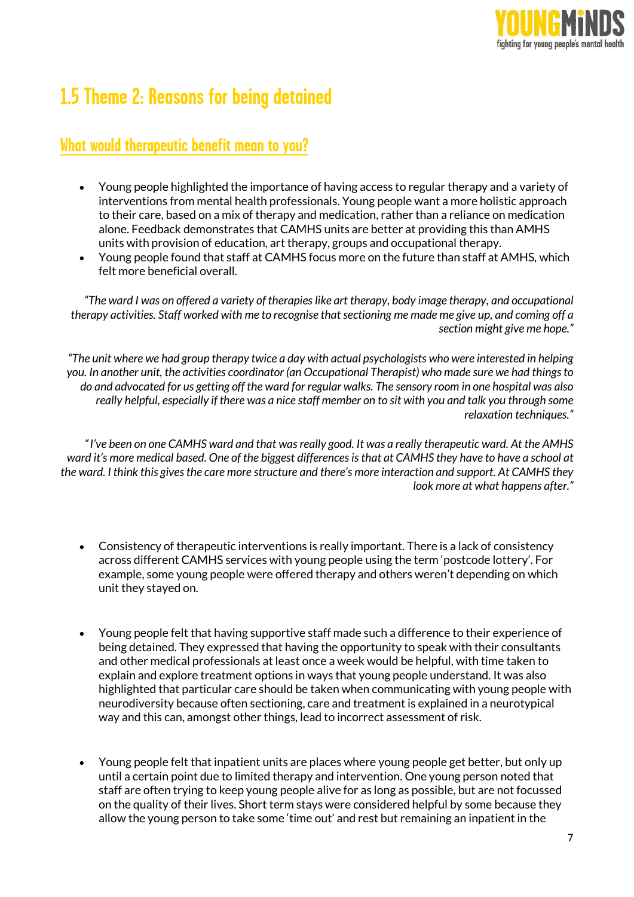## 1.5 Theme 2: Reasons for being detained

### What would therapeutic benefit mean to you?

- Young people highlighted the importance of having access to regular therapy and a variety of interventions from mental health professionals. Young people want a more holistic approach to their care, based on a mix of therapy and medication, rather than a reliance on medication alone. Feedback demonstrates that CAMHS units are better at providing this than AMHS units with provision of education, art therapy, groups and occupational therapy.
- Young people found that staff at CAMHS focus more on the future than staff at AMHS, which felt more beneficial overall.

*"The ward I was on offered a variety of therapies like art therapy, body image therapy, and occupational therapy activities. Staff worked with me to recognise that sectioning me made me give up, and coming off a section might give me hope."*

*"The unit where we had group therapy twice a day with actual psychologists who were interested in helping you. In another unit, the activities coordinator (an Occupational Therapist) who made sure we had things to do and advocated for us getting off the ward for regular walks. The sensory room in one hospital was also really helpful, especially if there was a nice staff member on to sit with you and talk you through some relaxation techniques."*

*"I've been on one CAMHS ward and that was really good. It was a really therapeutic ward. At the AMHS ward it's more medical based. One of the biggest differences is that at CAMHS they have to have a school at the ward. I think this gives the care more structure and there's more interaction and support. At CAMHS they look more at what happens after."*

- Consistency of therapeutic interventions is really important. There is a lack of consistency across different CAMHS services with young people using the term 'postcode lottery'. For example, some young people were offered therapy and others weren't depending on which unit they stayed on.

- Young people felt that having supportive staff made such a difference to their experience of being detained. They expressed that having the opportunity to speak with their consultants and other medical professionals at least once a week would be helpful, with time taken to explain and explore treatment options in ways that young people understand. It was also highlighted that particular care should be taken when communicating with young people with neurodiversity because often sectioning, care and treatment is explained in a neurotypical way and this can, amongst other things, lead to incorrect assessment of risk.

- Young people felt that inpatient units are places where young people get better, but only up until a certain point due to limited therapy and intervention. One young person noted that staff are often trying to keep young people alive for as long as possible, but are not focussed on the quality of their lives. Short term stays were considered helpful by some because they allow the young person to take some 'time out' and rest but remaining an inpatient in the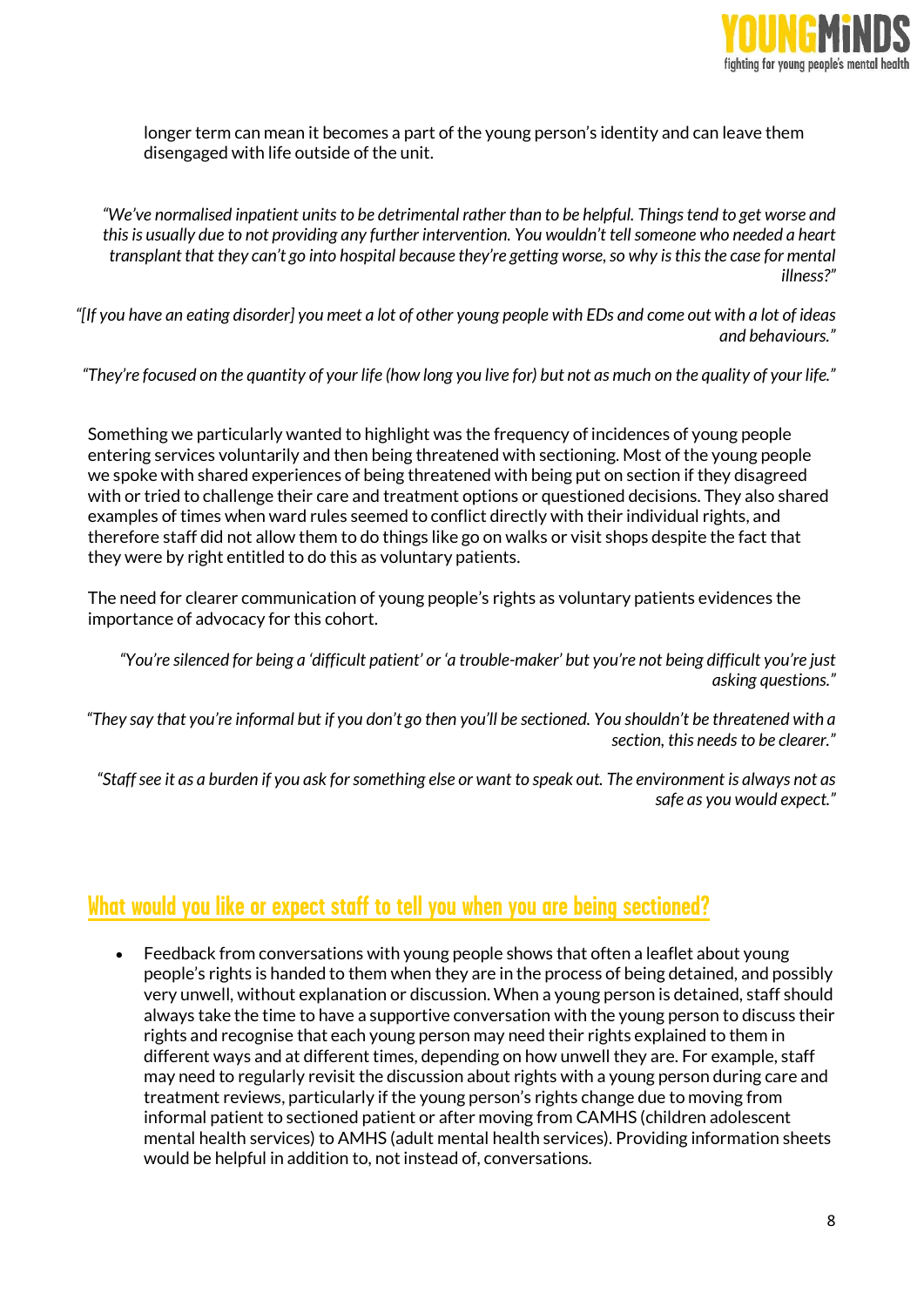longer term can mean it becomes a part of the young person's identity and can leave them disengaged with life outside of the unit.

*"We've normalised inpatient units to be detrimental rather than to be helpful. Things tend to get worse and this is usually due to not providing any further intervention. You wouldn't tell someone who needed a heart transplant that they can't go into hospital because they're getting worse, so why is this the case for mental illness?"*

*"[If you have an eating disorder] you meet a lot of other young people with EDs and come out with a lot of ideas and behaviours."*

*"They're focused on the quantity of your life (how long you live for) but not as much on the quality of your life."*

Something we particularly wanted to highlight was the frequency of incidences of young people entering services voluntarily and then being threatened with sectioning. Most of the young people we spoke with shared experiences of being threatened with being put on section if they disagreed with or tried to challenge their care and treatment options or questioned decisions. They also shared examples of times when ward rules seemed to conflict directly with their individual rights, and therefore staff did not allow them to do things like go on walks or visit shops despite the fact that they were by right entitled to do this as voluntary patients.

The need for clearer communication of young people's rights as voluntary patients evidences the importance of advocacy for this cohort.

*"You're silenced for being a 'difficult patient' or 'a trouble-maker' but you're not being difficult you're just asking questions."*

*"They say that you're informal but if you don't go then you'll be sectioned. You shouldn't be threatened with a section, this needs to be clearer."*

*"Staff see it as a burden if you ask for something else or want to speak out. The environment is always not as safe as you would expect."*

## What would you like or expect staff to tell you when you are being sectioned?

- Feedback from conversations with young people shows that often a leaflet about young people's rights is handed to them when they are in the process of being detained, and possibly very unwell, without explanation or discussion. When a young person is detained, staff should always take the time to have a supportive conversation with the young person to discuss their rights and recognise that each young person may need their rights explained to them in different ways and at different times, depending on how unwell they are. For example, staff may need to regularly revisit the discussion about rights with a young person during care and treatment reviews, particularly if the young person's rights change due to moving from informal patient to sectioned patient or after moving from CAMHS (children adolescent mental health services) to AMHS (adult mental health services). Providing information sheets would be helpful in addition to, not instead of, conversations.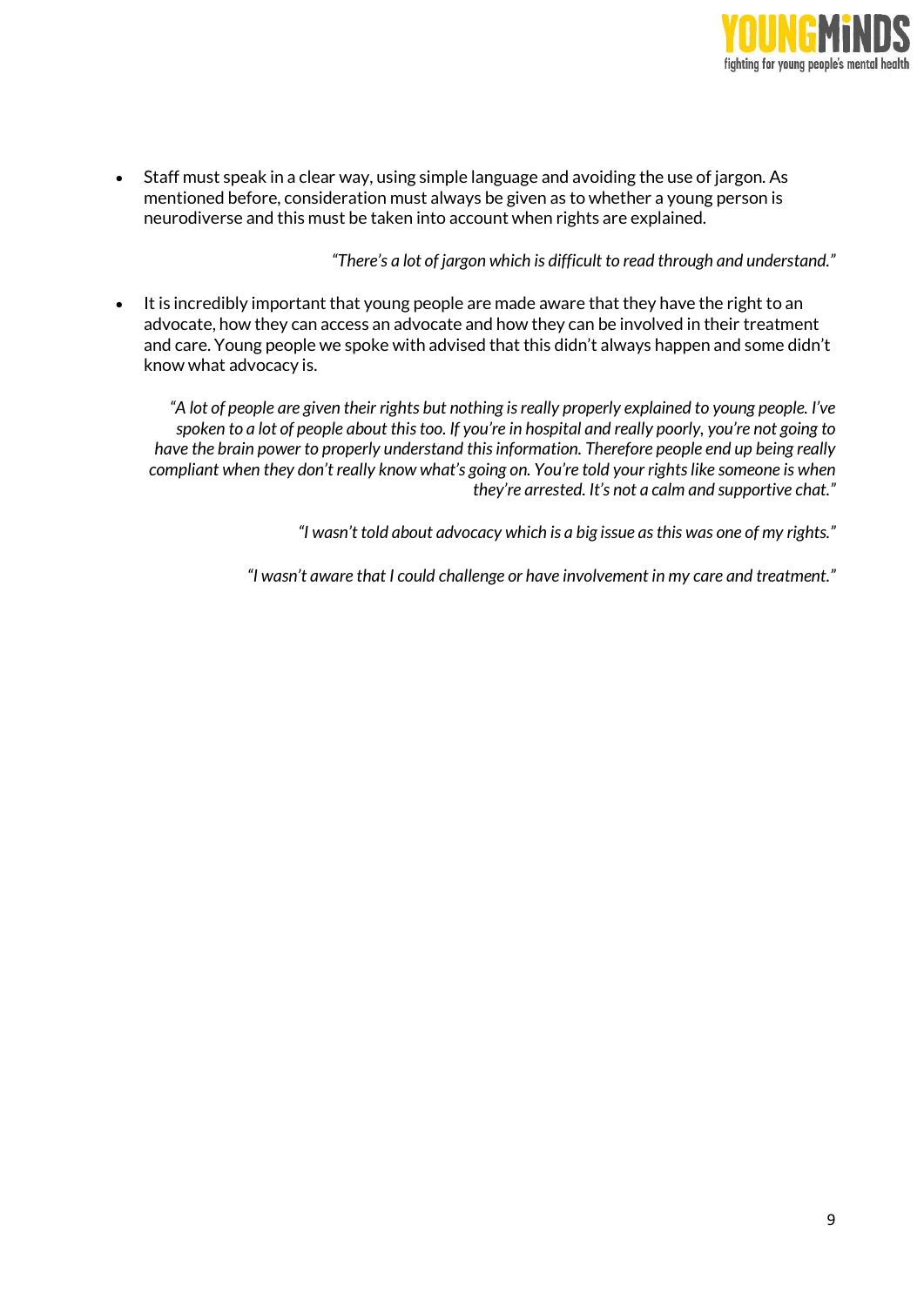- Staff must speak in a clear way, using simple language and avoiding the use of jargon. As mentioned before, consideration must always be given as to whether a young person is neurodiverse and this must be taken into account when rights are explained.

*"There's a lot of jargon which is difficult to read through and understand."*

- It is incredibly important that young people are made aware that they have the right to an advocate, how they can access an advocate and how they can be involved in their treatment and care. Young people we spoke with advised that this didn't always happen and some didn't know what advocacy is.

*"A lot of people are given their rights but nothing is really properly explained to young people. I've spoken to a lot of people about this too. If you're in hospital and really poorly, you're not going to have the brain power to properly understand this information. Therefore people end up being really compliant when they don't really know what's going on. You're told your rights like someone is when they're arrested. It's not a calm and supportive chat."*

*"I wasn't told about advocacy which is a big issue as this was one of my rights."*

*"I wasn't aware that I could challenge or have involvement in my care and treatment."*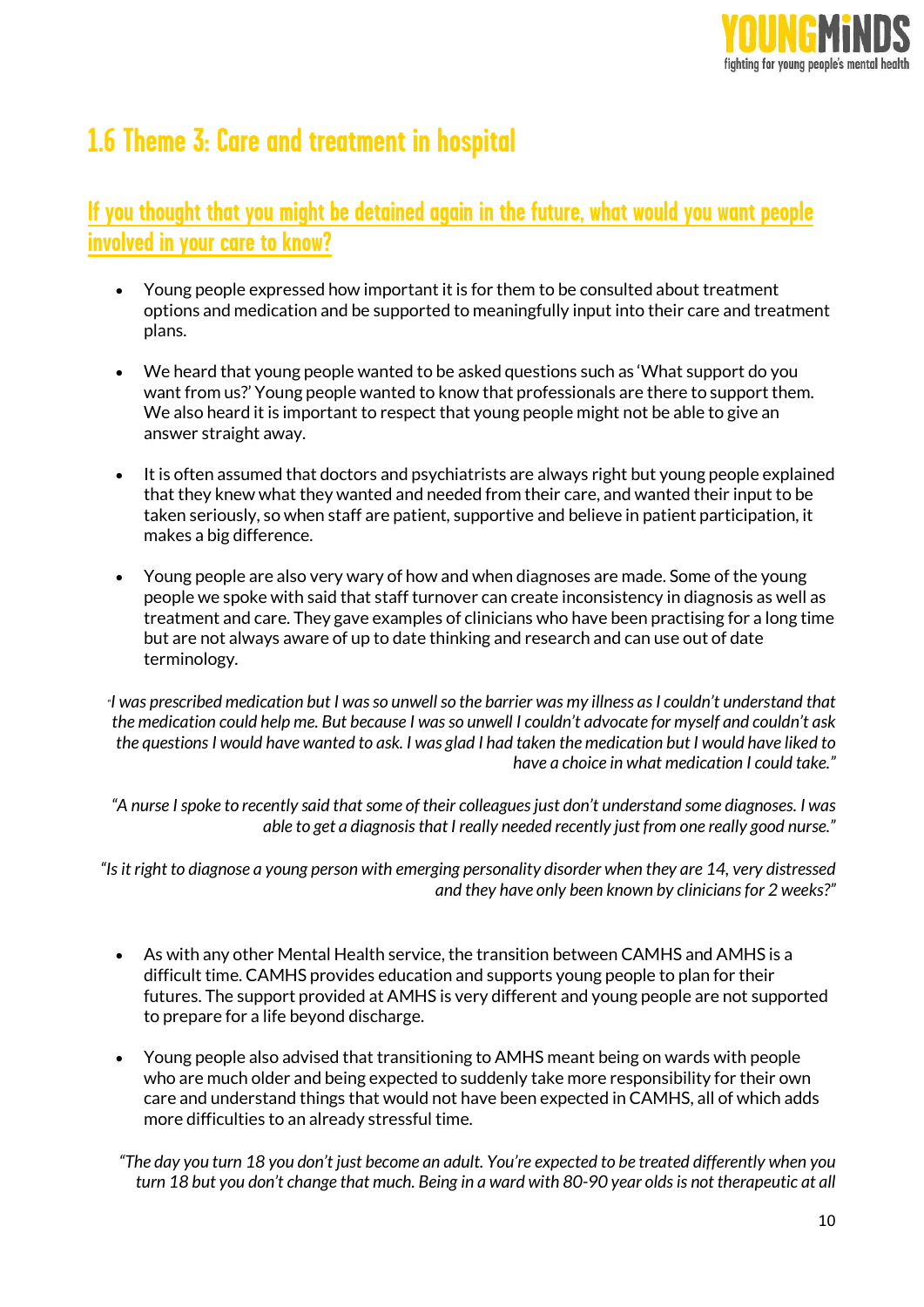## 1.6 Theme 3: Care and treatment in hospital

### If you thought that you might be detained again in the future, what would you want people involved in your care to know?

- Young people expressed how important it is for them to be consulted about treatment options and medication and be supported to meaningfully input into their care and treatment plans.
- We heard that young people wanted to be asked questions such as 'What support do you want from us?' Young people wanted to know that professionals are there to support them. We also heard it is important to respect that young people might not be able to give an answer straight away.
- It is often assumed that doctors and psychiatrists are always right but young people explained that they knew what they wanted and needed from their care, and wanted their input to be taken seriously, so when staff are patient, supportive and believe in patient participation, it makes a big difference.
- Young people are also very wary of how and when diagnoses are made. Some of the young people we spoke with said that staff turnover can create inconsistency in diagnosis as well as treatment and care. They gave examples of clinicians who have been practising for a long time but are not always aware of up to date thinking and research and can use out of date terminology.

*"I was prescribed medication but I was so unwell so the barrier was my illness as I couldn't understand that the medication could help me. But because I was so unwell I couldn't advocate for myself and couldn't ask the questions I would have wanted to ask. I was glad I had taken the medication but I would have liked to have a choice in what medication I could take."*

*"A nurse I spoke to recently said that some of their colleagues just don't understand some diagnoses. I was able to get a diagnosis that I really needed recently just from one really good nurse."*

*"Is it right to diagnose a young person with emerging personality disorder when they are 14, very distressed and they have only been known by clinicians for 2 weeks?"*

- As with any other Mental Health service, the transition between CAMHS and AMHS is a difficult time. CAMHS provides education and supports young people to plan for their futures. The support provided at AMHS is very different and young people are not supported to prepare for a life beyond discharge.
- Young people also advised that transitioning to AMHS meant being on wards with people who are much older and being expected to suddenly take more responsibility for their own care and understand things that would not have been expected in CAMHS, all of which adds more difficulties to an already stressful time.

*"The day you turn 18 you don't just become an adult. You're expected to be treated differently when you turn 18 but you don't change that much. Being in a ward with 80-90 year olds is not therapeutic at all*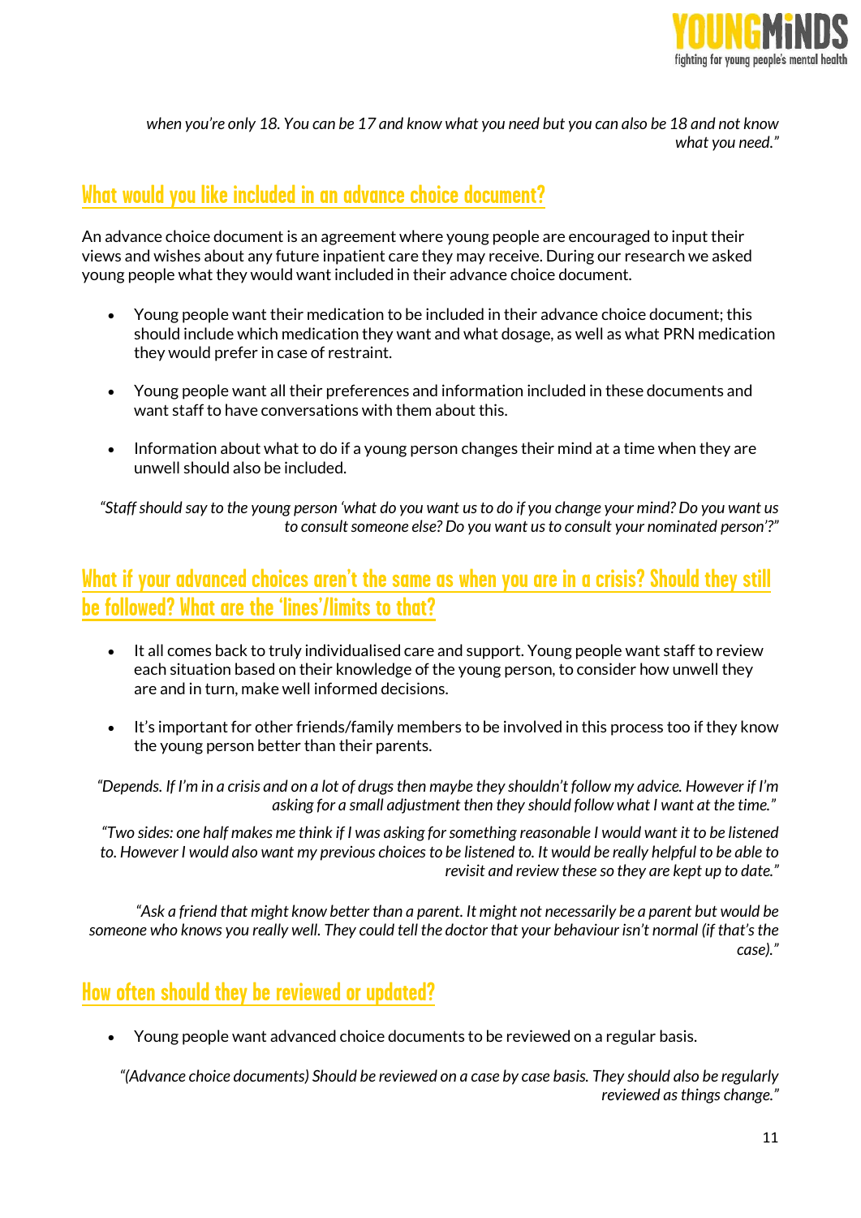*when you're only 18. You can be 17 and know what you need but you can also be 18 and not know what you need."*

## What would you like included in an advance choice document?

An advance choice document is an agreement where young people are encouraged to input their views and wishes about any future inpatient care they may receive. During our research we asked young people what they would want included in their advance choice document.

- Young people want their medication to be included in their advance choice document; this should include which medication they want and what dosage, as well as what PRN medication they would prefer in case of restraint.

- Young people want all their preferences and information included in these documents and want staff to have conversations with them about this.

- Information about what to do if a young person changes their mind at a time when they are unwell should also be included.

*"Staff should say to the young person 'what do you want us to do if you change your mind? Do you want us to consult someone else? Do you want us to consult your nominated person'?"*

## What if your advanced choices aren't the same as when you are in a crisis? Should they still be followed? What are the 'lines'/limits to that?

- It all comes back to truly individualised care and support. Young people want staff to review each situation based on their knowledge of the young person, to consider how unwell they are and in turn, make well informed decisions.

- It's important for other friends/family members to be involved in this process too if they know the young person better than their parents.

*"Depends. If I'm in a crisis and on a lot of drugs then maybe they shouldn't follow my advice. However if I'm asking for a small adjustment then they should follow what I want at the time."*

*"Two sides: one half makes me think if I was asking for something reasonable I would want it to be listened to. However I would also want my previous choices to be listened to. It would be really helpful to be able to revisit and review these so they are kept up to date."*

*"Ask a friend that might know better than a parent. It might not necessarily be a parent but would be someone who knows you really well. They could tell the doctor that your behaviour isn't normal (if that's the case)."*

## How often should they be reviewed or updated?

- Young people want advanced choice documents to be reviewed on a regular basis.

*"(Advance choice documents) Should be reviewed on a case by case basis. They should also be regularly reviewed as things change."*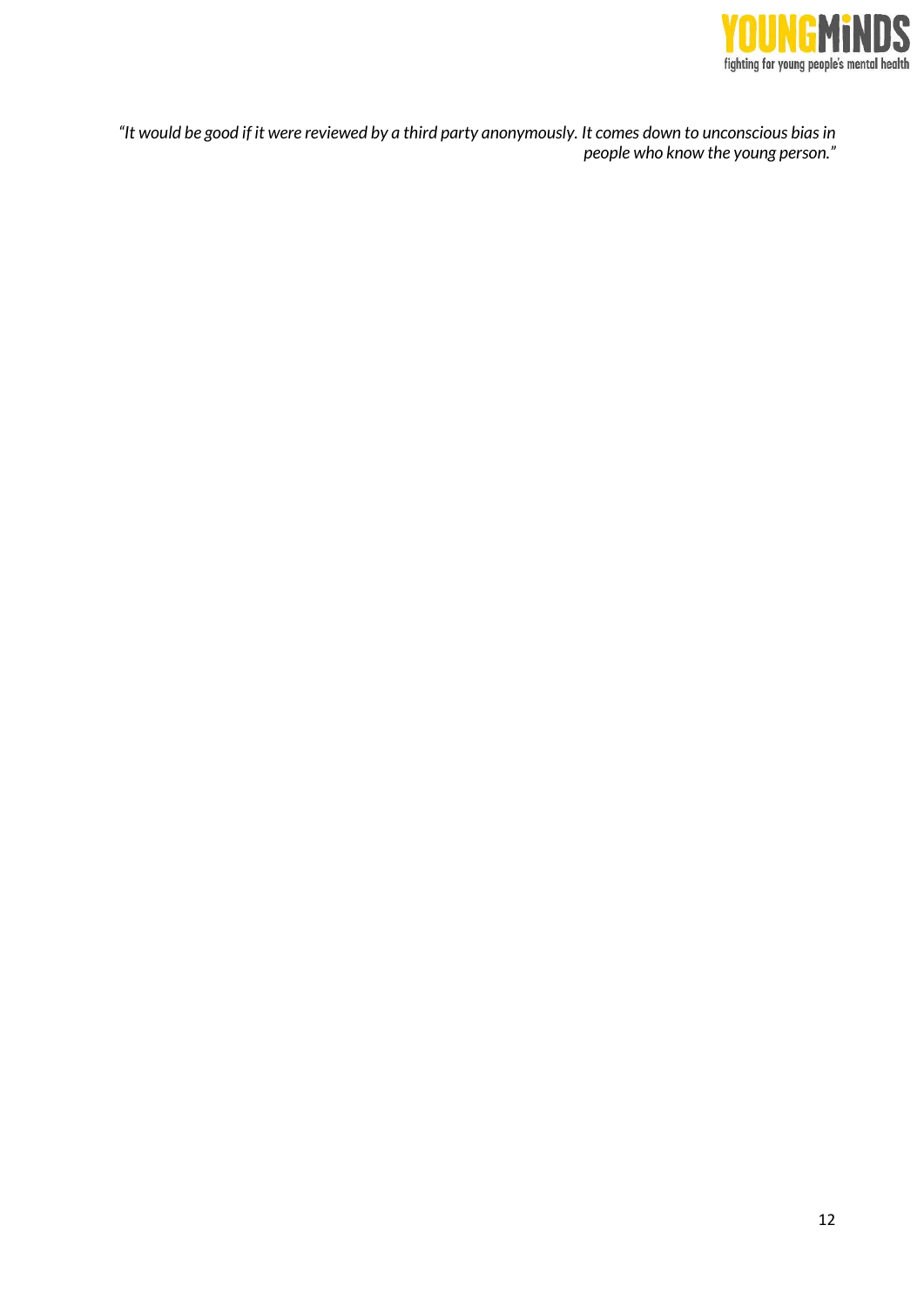*"It would be good if it were reviewed by a third party anonymously. It comes down to unconscious bias in people who know the young person."*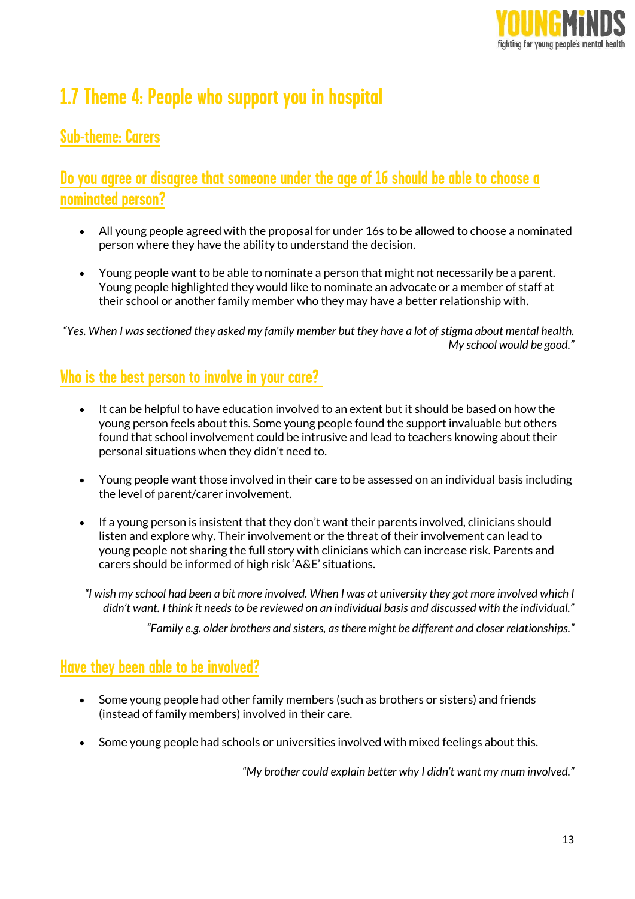# 1.7 Theme 4: People who support you in hospital

## Sub-theme: Carers

### Do you agree or disagree that someone under the age of 16 should be able to choose a nominated person?

- All young people agreed with the proposal for under 16s to be allowed to choose a nominated person where they have the ability to understand the decision.
- Young people want to be able to nominate a person that might not necessarily be a parent. Young people highlighted they would like to nominate an advocate or a member of staff at their school or another family member who they may have a better relationship with.

*"Yes. When I was sectioned they asked my family member but they have a lot of stigma about mental health. My school would be good."*

### Who is the best person to involve in your care?

- It can be helpful to have education involved to an extent but it should be based on how the young person feels about this. Some young people found the support invaluable but others found that school involvement could be intrusive and lead to teachers knowing about their personal situations when they didn't need to.
- Young people want those involved in their care to be assessed on an individual basis including the level of parent/carer involvement.
- If a young person is insistent that they don't want their parents involved, clinicians should listen and explore why. Their involvement or the threat of their involvement can lead to young people not sharing the full story with clinicians which can increase risk. Parents and carers should be informed of high risk 'A&E' situations.

*"I wish my school had been a bit more involved. When I was at university they got more involved which I didn't want. I think it needs to be reviewed on an individual basis and discussed with the individual."*

*"Family e.g. older brothers and sisters, as there might be different and closer relationships."*

### Have they been able to be involved?

- Some young people had other family members (such as brothers or sisters) and friends (instead of family members) involved in their care.
- Some young people had schools or universities involved with mixed feelings about this.

*"My brother could explain better why I didn't want my mum involved."*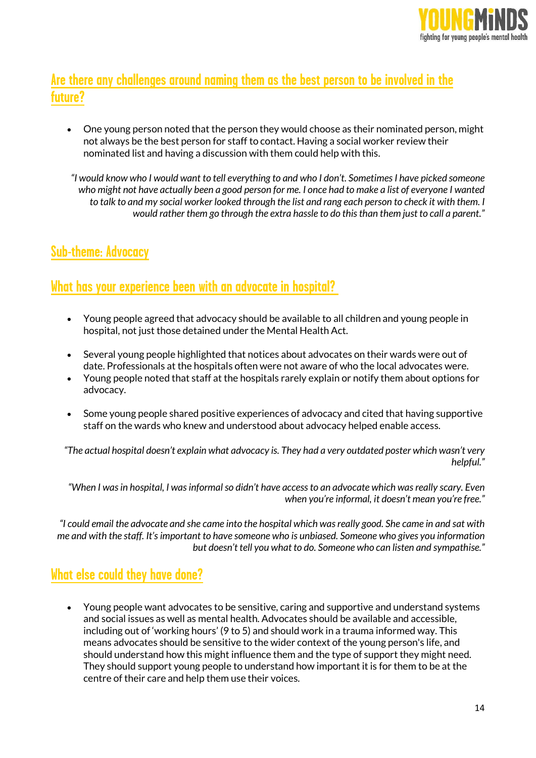## Are there any challenges around naming them as the best person to be involved in the future?

- One young person noted that the person they would choose as their nominated person, might not always be the best person for staff to contact. Having a social worker review their nominated list and having a discussion with them could help with this.

*"I would know who I would want to tell everything to and who I don't. Sometimes I have picked someone who might not have actually been a good person for me. I once had to make a list of everyone I wanted to talk to and my social worker looked through the list and rang each person to check it with them. I would rather them go through the extra hassle to do this than them just to call a parent."*

## Sub-theme: Advocacy

## What has your experience been with an advocate in hospital?

- Young people agreed that advocacy should be available to all children and young people in hospital, not just those detained under the Mental Health Act.
- Several young people highlighted that notices about advocates on their wards were out of date. Professionals at the hospitals often were not aware of who the local advocates were.
- Young people noted that staff at the hospitals rarely explain or notify them about options for advocacy.
- Some young people shared positive experiences of advocacy and cited that having supportive staff on the wards who knew and understood about advocacy helped enable access.

*"The actual hospital doesn't explain what advocacy is. They had a very outdated poster which wasn't very helpful."*

*"When I was in hospital, I was informal so didn't have access to an advocate which was really scary. Even when you're informal, it doesn't mean you're free."*

*"I could email the advocate and she came into the hospital which was really good. She came in and sat with me and with the staff. It's important to have someone who is unbiased. Someone who gives you information but doesn't tell you what to do. Someone who can listen and sympathise."*

## What else could they have done?

- Young people want advocates to be sensitive, caring and supportive and understand systems and social issues as well as mental health. Advocates should be available and accessible, including out of 'working hours' (9 to 5) and should work in a trauma informed way. This means advocates should be sensitive to the wider context of the young person's life, and should understand how this might influence them and the type of support they might need. They should support young people to understand how important it is for them to be at the centre of their care and help them use their voices.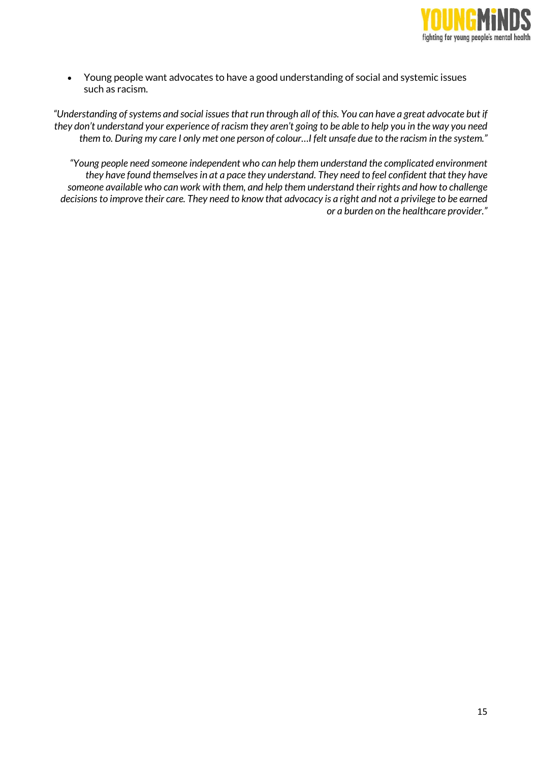- Young people want advocates to have a good understanding of social and systemic issues such as racism.

*"Understanding of systems and social issues that run through all of this. You can have a great advocate but if they don't understand your experience of racism they aren't going to be able to help you in the way you need them to. During my care I only met one person of colour…I felt unsafe due to the racism in the system."*

*"Young people need someone independent who can help them understand the complicated environment they have found themselves in at a pace they understand. They need to feel confident that they have someone available who can work with them, and help them understand their rights and how to challenge decisions to improve their care. They need to know that advocacy is a right and not a privilege to be earned or a burden on the healthcare provider."*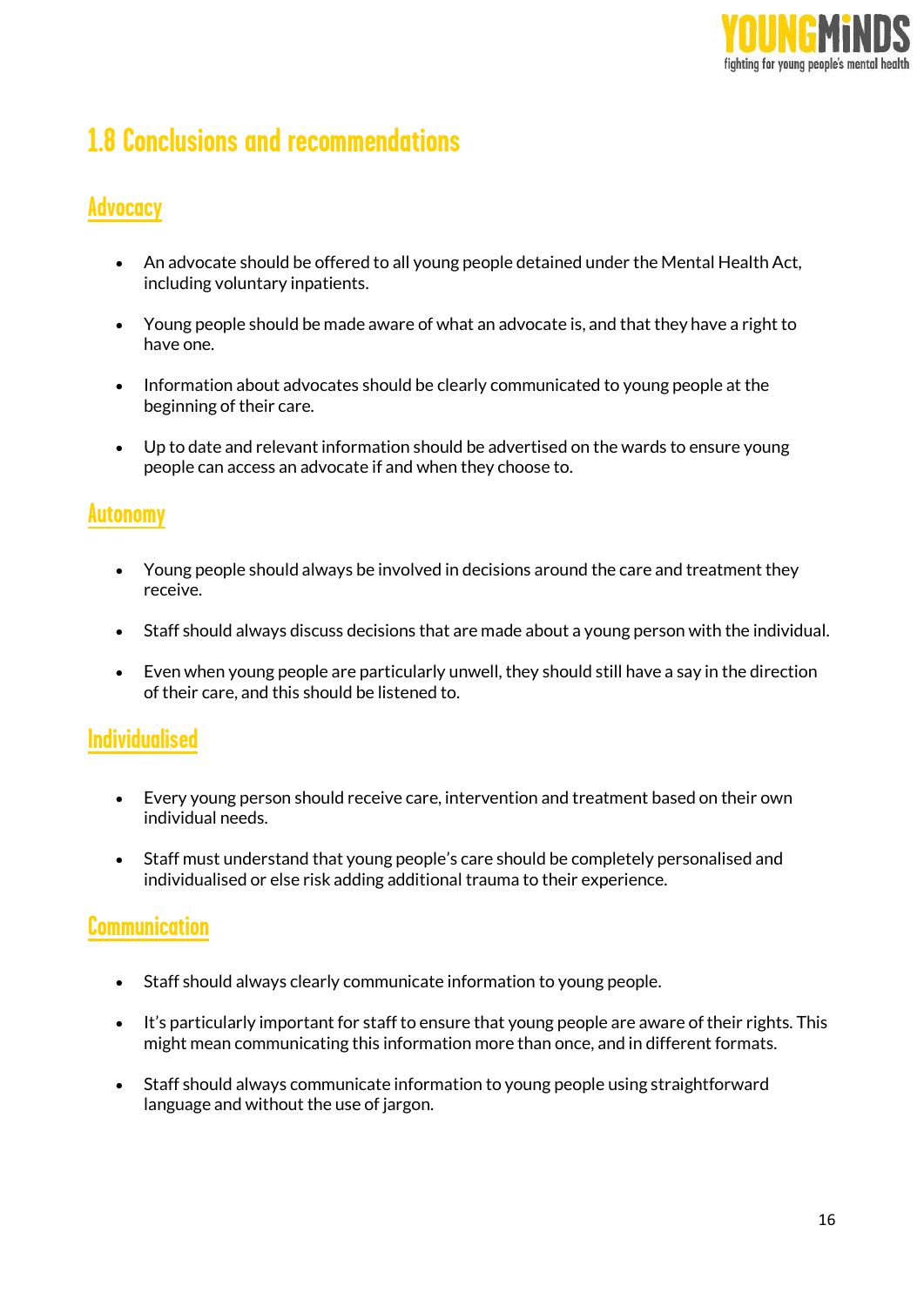## 1.8 Conclusions and recommendations

### Advocacy

- An advocate should be offered to all young people detained under the Mental Health Act, including voluntary inpatients.
- Young people should be made aware of what an advocate is, and that they have a right to have one.
- Information about advocates should be clearly communicated to young people at the beginning of their care.
- Up to date and relevant information should be advertised on the wards to ensure young people can access an advocate if and when they choose to.

### Autonomy

- Young people should always be involved in decisions around the care and treatment they receive.
- Staff should always discuss decisions that are made about a young person with the individual.
- Even when young people are particularly unwell, they should still have a say in the direction of their care, and this should be listened to.

### Individualised

- Every young person should receive care, intervention and treatment based on their own individual needs.
- Staff must understand that young people's care should be completely personalised and individualised or else risk adding additional trauma to their experience.

### Communication

- Staff should always clearly communicate information to young people.
- It's particularly important for staff to ensure that young people are aware of their rights. This might mean communicating this information more than once, and in different formats.
- Staff should always communicate information to young people using straightforward language and without the use of jargon.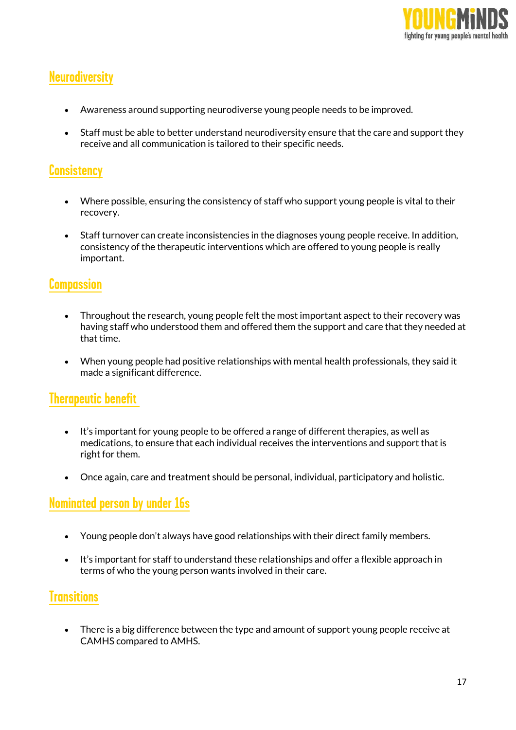## Neurodiversity

- Awareness around supporting neurodiverse young people needs to be improved.
- Staff must be able to better understand neurodiversity ensure that the care and support they receive and all communication is tailored to their specific needs.

## Consistency

- Where possible, ensuring the consistency of staff who support young people is vital to their recovery.
- Staff turnover can create inconsistencies in the diagnoses young people receive. In addition, consistency of the therapeutic interventions which are offered to young people is really important.

## Compassion

- Throughout the research, young people felt the most important aspect to their recovery was having staff who understood them and offered them the support and care that they needed at that time.
- When young people had positive relationships with mental health professionals, they said it made a significant difference.

## Therapeutic benefit

- It's important for young people to be offered a range of different therapies, as well as medications, to ensure that each individual receives the interventions and support that is right for them.
- Once again, care and treatment should be personal, individual, participatory and holistic.

## Nominated person by under 16s

- Young people don't always have good relationships with their direct family members.
- It's important for staff to understand these relationships and offer a flexible approach in terms of who the young person wants involved in their care.

## Transitions

- There is a big difference between the type and amount of support young people receive at CAMHS compared to AMHS.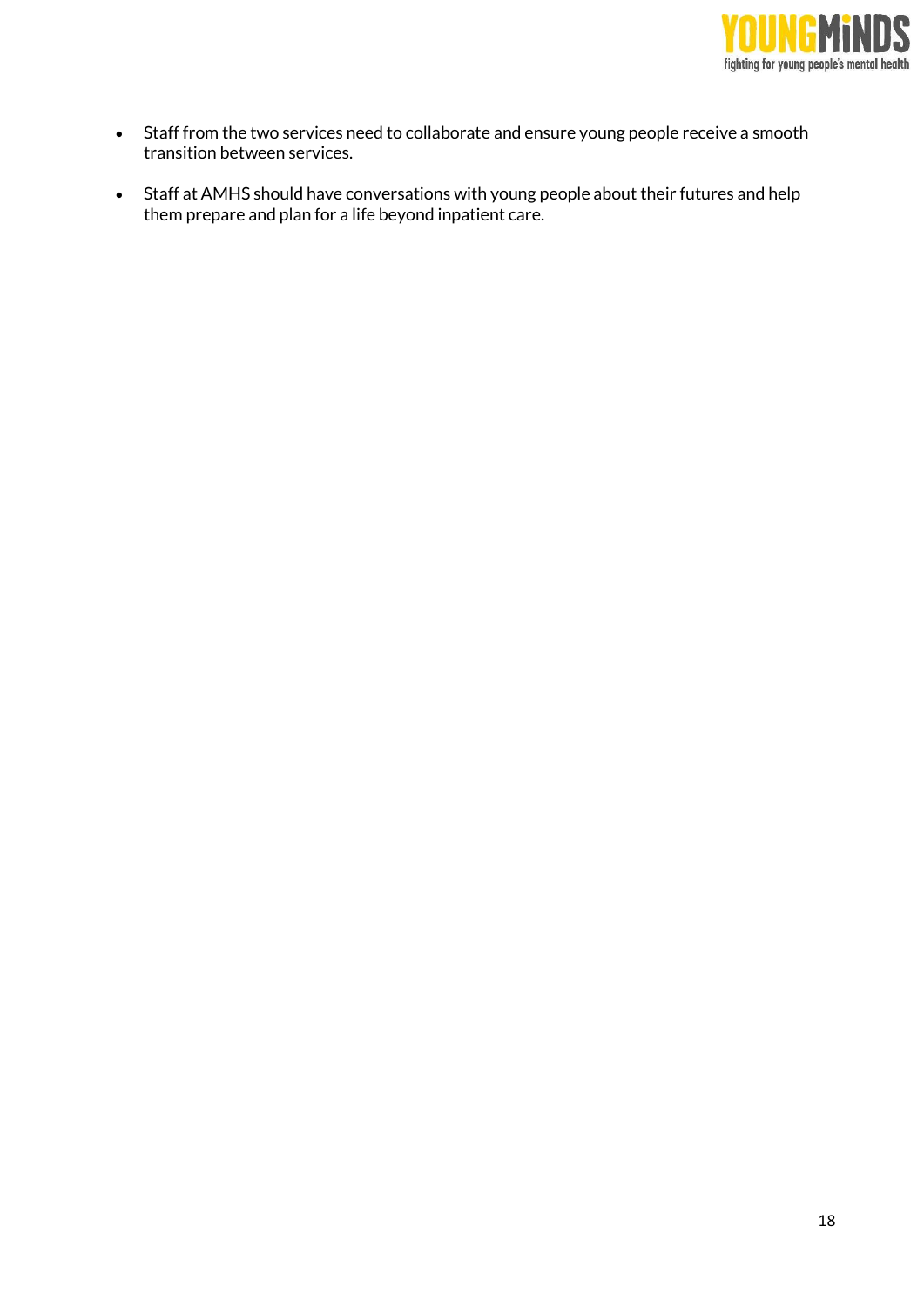- Staff from the two services need to collaborate and ensure young people receive a smooth transition between services.
- Staff at AMHS should have conversations with young people about their futures and help them prepare and plan for a life beyond inpatient care.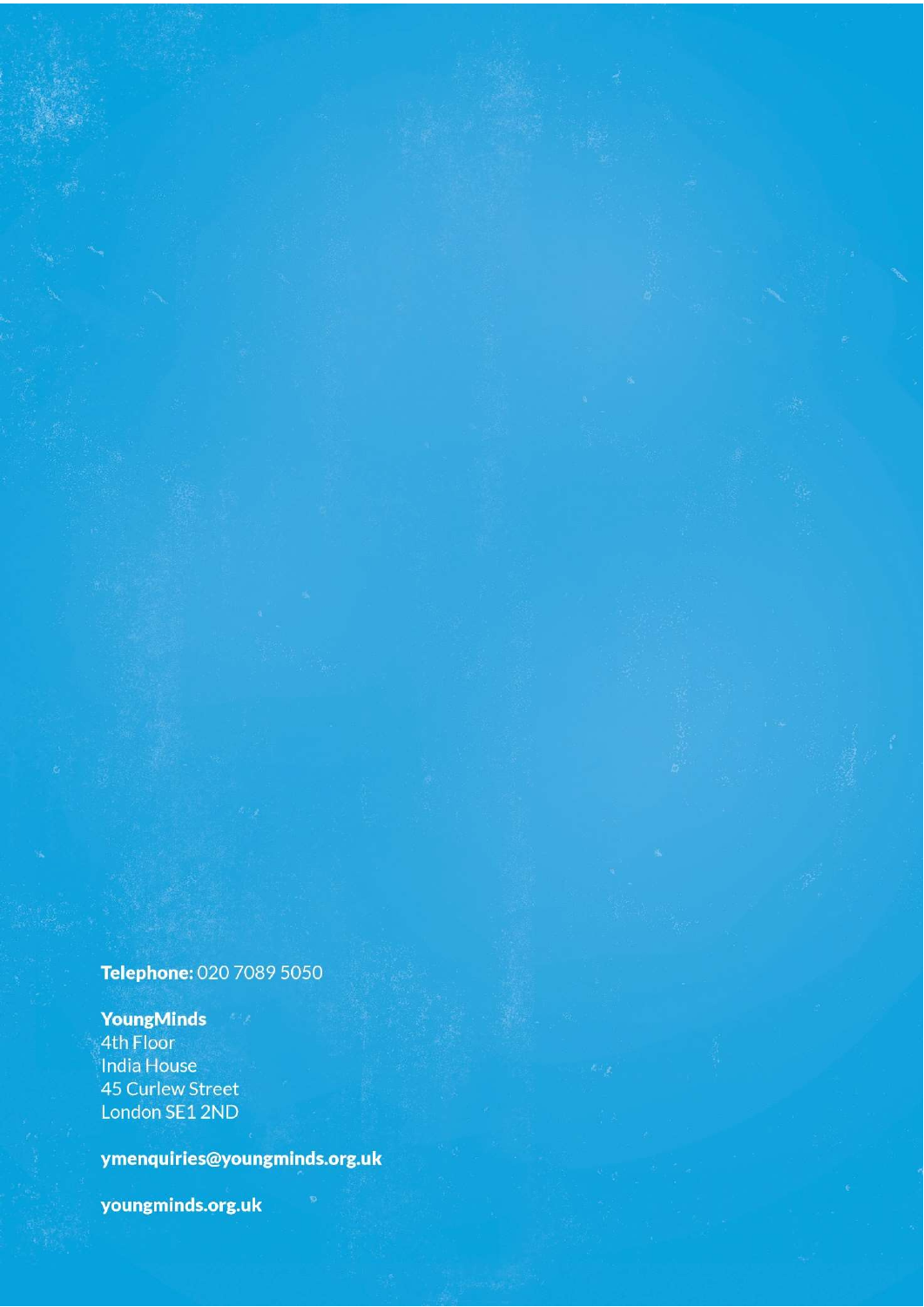**Telephone:** 020 7089 5050

**YoungMinds**
4th Floor
India House
45 Curlew Street
London SE1 2ND

**ymenquiries@youngminds.org.uk**

**youngminds.org.uk**